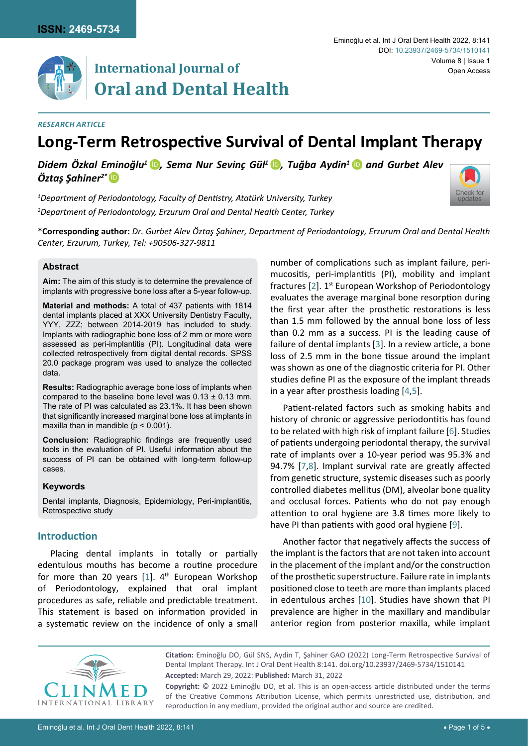*RESEARCH ARTICLE*

# Long-Term Retrospective Survival of Dental Implant Therapy

***Didem Özkal Eminoğlu[1], Sema Nur Sevinç Gül[1], Tuğba Aydin[1] and Gurbet Alev Öztaş Şahiner[2*]***

*[1]Department of Periodontology, Faculty of Dentistry, Atatürk University, Turkey*
*[2]Department of Periodontology, Erzurum Oral and Dental Health Center, Turkey*

**\*Corresponding author:** *Dr. Gurbet Alev Öztaş Şahiner, Department of Periodontology, Erzurum Oral and Dental Health Center, Erzurum, Turkey, Tel: +90506-327-9811*

## Abstract

**Aim:** The aim of this study is to determine the prevalence of implants with progressive bone loss after a 5-year follow-up.

**Material and methods:** A total of 437 patients with 1814 dental implants placed at XXX University Dentistry Faculty, YYY, ZZZ; between 2014-2019 has included to study. Implants with radiographic bone loss of 2 mm or more were assessed as peri-implantitis (PI). Longitudinal data were collected retrospectively from digital dental records. SPSS 20.0 package program was used to analyze the collected data.

**Results:** Radiographic average bone loss of implants when compared to the baseline bone level was 0.13 ± 0.13 mm. The rate of PI was calculated as 23.1%. It has been shown that significantly increased marginal bone loss at implants in maxilla than in mandible ($p < 0.001$).

**Conclusion:** Radiographic findings are frequently used tools in the evaluation of PI. Useful information about the success of PI can be obtained with long-term follow-up cases.

### Keywords

Dental implants, Diagnosis, Epidemiology, Peri-implantitis, Retrospective study

## Introduction

Placing dental implants in totally or partially edentulous mouths has become a routine procedure for more than 20 years [1]. 4th European Workshop of Periodontology, explained that oral implant procedures as safe, reliable and predictable treatment. This statement is based on information provided in a systematic review on the incidence of only a small number of complications such as implant failure, peri-mucositis, peri-implantitis (PI), mobility and implant fractures [2]. 1st European Workshop of Periodontology evaluates the average marginal bone resorption during the first year after the prosthetic restorations is less than 1.5 mm followed by the annual bone loss of less than 0.2 mm as a success. PI is the leading cause of failure of dental implants [3]. In a review article, a bone loss of 2.5 mm in the bone tissue around the implant was shown as one of the diagnostic criteria for PI. Other studies define PI as the exposure of the implant threads in a year after prosthesis loading [4,5].

Patient-related factors such as smoking habits and history of chronic or aggressive periodontitis has found to be related with high risk of implant failure [6]. Studies of patients undergoing periodontal therapy, the survival rate of implants over a 10-year period was 95.3% and 94.7% [7,8]. Implant survival rate are greatly affected from genetic structure, systemic diseases such as poorly controlled diabetes mellitus (DM), alveolar bone quality and occlusal forces. Patients who do not pay enough attention to oral hygiene are 3.8 times more likely to have PI than patients with good oral hygiene [9].

Another factor that negatively affects the success of the implant is the factors that are not taken into account in the placement of the implant and/or the construction of the prosthetic superstructure. Failure rate in implants positioned close to teeth are more than implants placed in edentulous arches [10]. Studies have shown that PI prevalence are higher in the maxillary and mandibular anterior region from posterior maxilla, while implant

**Citation:** Eminoğlu DO, Gül SNS, Aydin T, Şahiner GAO (2022) Long-Term Retrospective Survival of Dental Implant Therapy. Int J Oral Dent Health 8:141. doi.org/10.23937/2469-5734/1510141

**Accepted:** March 29, 2022: **Published:** March 31, 2022

**Copyright:** © 2022 Eminoğlu DO, et al. This is an open-access article distributed under the terms of the Creative Commons Attribution License, which permits unrestricted use, distribution, and reproduction in any medium, provided the original author and source are credited.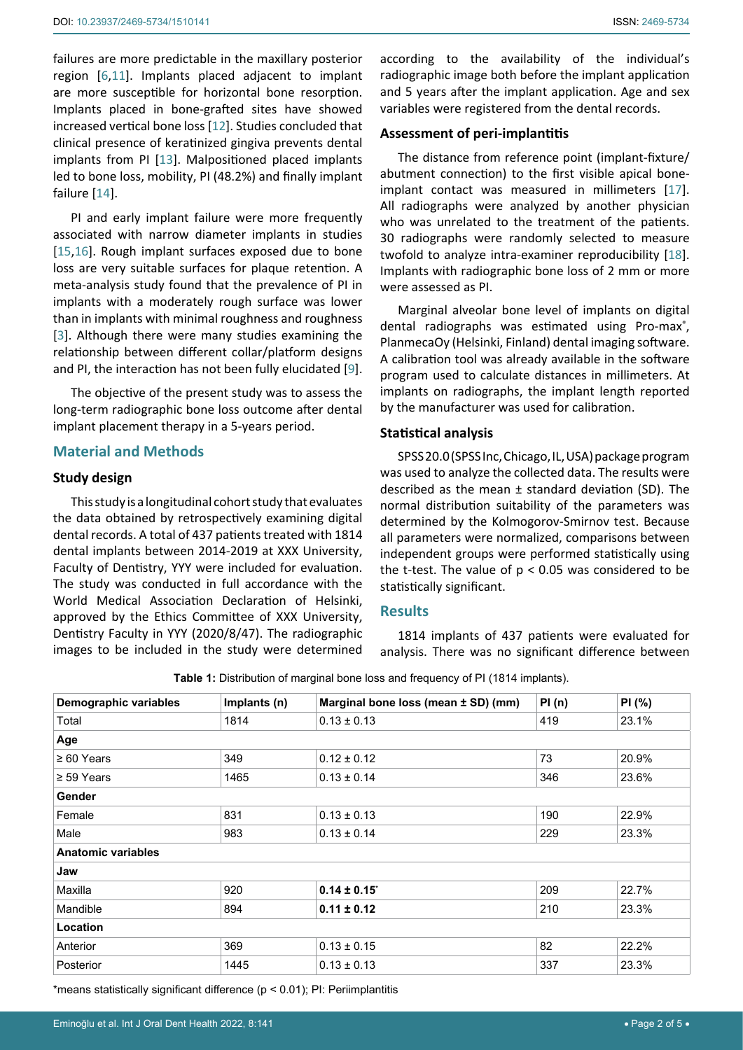failures are more predictable in the maxillary posterior region [6,11]. Implants placed adjacent to implant are more susceptible for horizontal bone resorption. Implants placed in bone-grafted sites have showed increased vertical bone loss [12]. Studies concluded that clinical presence of keratinized gingiva prevents dental implants from PI [13]. Malpositioned placed implants led to bone loss, mobility, PI (48.2%) and finally implant failure [14].

PI and early implant failure were more frequently associated with narrow diameter implants in studies [15,16]. Rough implant surfaces exposed due to bone loss are very suitable surfaces for plaque retention. A meta-analysis study found that the prevalence of PI in implants with a moderately rough surface was lower than in implants with minimal roughness and roughness [3]. Although there were many studies examining the relationship between different collar/platform designs and PI, the interaction has not been fully elucidated [9].

The objective of the present study was to assess the long-term radiographic bone loss outcome after dental implant placement therapy in a 5-years period.

## Material and Methods

### Study design

This study is a longitudinal cohort study that evaluates the data obtained by retrospectively examining digital dental records. A total of 437 patients treated with 1814 dental implants between 2014-2019 at XXX University, Faculty of Dentistry, YYY were included for evaluation. The study was conducted in full accordance with the World Medical Association Declaration of Helsinki, approved by the Ethics Committee of XXX University, Dentistry Faculty in YYY (2020/8/47). The radiographic images to be included in the study were determined according to the availability of the individual's radiographic image both before the implant application and 5 years after the implant application. Age and sex variables were registered from the dental records.

### Assessment of peri-implantitis

The distance from reference point (implant-fixture/abutment connection) to the first visible apical bone-implant contact was measured in millimeters [17]. All radiographs were analyzed by another physician who was unrelated to the treatment of the patients. 30 radiographs were randomly selected to measure twofold to analyze intra-examiner reproducibility [18]. Implants with radiographic bone loss of 2 mm or more were assessed as PI.

Marginal alveolar bone level of implants on digital dental radiographs was estimated using Pro-max®, PlanmecaOy (Helsinki, Finland) dental imaging software. A calibration tool was already available in the software program used to calculate distances in millimeters. At implants on radiographs, the implant length reported by the manufacturer was used for calibration.

### Statistical analysis

SPSS 20.0 (SPSS Inc, Chicago, IL, USA) package program was used to analyze the collected data. The results were described as the mean ± standard deviation (SD). The normal distribution suitability of the parameters was determined by the Kolmogorov-Smirnov test. Because all parameters were normalized, comparisons between independent groups were performed statistically using the t-test. The value of $p < 0.05$ was considered to be statistically significant.

## Results

1814 implants of 437 patients were evaluated for analysis. There was no significant difference between

**Table 1:** Distribution of marginal bone loss and frequency of PI (1814 implants).

| Demographic variables | Implants (n) | Marginal bone loss (mean ± SD) (mm) | PI (n) | PI (%) |
|---|---|---|---|---|
| Total | 1814 | 0.13 ± 0.13 | 419 | 23.1% |
| **Age** | | | | |
| ≥ 60 Years | 349 | 0.12 ± 0.12 | 73 | 20.9% |
| ≥ 59 Years | 1465 | 0.13 ± 0.14 | 346 | 23.6% |
| **Gender** | | | | |
| Female | 831 | 0.13 ± 0.13 | 190 | 22.9% |
| Male | 983 | 0.13 ± 0.14 | 229 | 23.3% |
| **Anatomic variables** | | | | |
| **Jaw** | | | | |
| Maxilla | 920 | **0.14 ± 0.15*** | 209 | 22.7% |
| Mandible | 894 | **0.11 ± 0.12** | 210 | 23.3% |
| **Location** | | | | |
| Anterior | 369 | 0.13 ± 0.15 | 82 | 22.2% |
| Posterior | 1445 | 0.13 ± 0.13 | 337 | 23.3% |

*means statistically significant difference ($p < 0.01$); PI: Periimplantitis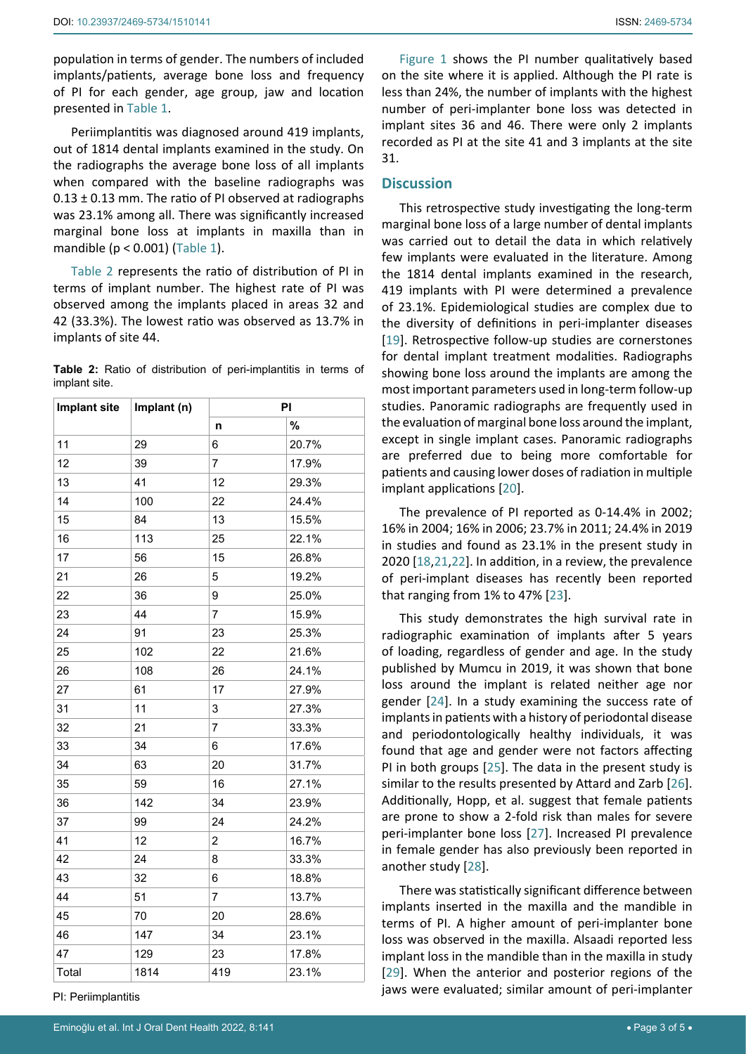population in terms of gender. The numbers of included implants/patients, average bone loss and frequency of PI for each gender, age group, jaw and location presented in Table 1.

Periimplantitis was diagnosed around 419 implants, out of 1814 dental implants examined in the study. On the radiographs the average bone loss of all implants when compared with the baseline radiographs was 0.13 ± 0.13 mm. The ratio of PI observed at radiographs was 23.1% among all. There was significantly increased marginal bone loss at implants in maxilla than in mandible ($p < 0.001$) (Table 1).

Table 2 represents the ratio of distribution of PI in terms of implant number. The highest rate of PI was observed among the implants placed in areas 32 and 42 (33.3%). The lowest ratio was observed as 13.7% in implants of site 44.

**Table 2:** Ratio of distribution of peri-implantitis in terms of implant site.

| Implant site | Implant (n) | PI | |
|---|---|---|---|
| | | n | % |
| 11 | 29 | 6 | 20.7% |
| 12 | 39 | 7 | 17.9% |
| 13 | 41 | 12 | 29.3% |
| 14 | 100 | 22 | 24.4% |
| 15 | 84 | 13 | 15.5% |
| 16 | 113 | 25 | 22.1% |
| 17 | 56 | 15 | 26.8% |
| 21 | 26 | 5 | 19.2% |
| 22 | 36 | 9 | 25.0% |
| 23 | 44 | 7 | 15.9% |
| 24 | 91 | 23 | 25.3% |
| 25 | 102 | 22 | 21.6% |
| 26 | 108 | 26 | 24.1% |
| 27 | 61 | 17 | 27.9% |
| 31 | 11 | 3 | 27.3% |
| 32 | 21 | 7 | 33.3% |
| 33 | 34 | 6 | 17.6% |
| 34 | 63 | 20 | 31.7% |
| 35 | 59 | 16 | 27.1% |
| 36 | 142 | 34 | 23.9% |
| 37 | 99 | 24 | 24.2% |
| 41 | 12 | 2 | 16.7% |
| 42 | 24 | 8 | 33.3% |
| 43 | 32 | 6 | 18.8% |
| 44 | 51 | 7 | 13.7% |
| 45 | 70 | 20 | 28.6% |
| 46 | 147 | 34 | 23.1% |
| 47 | 129 | 23 | 17.8% |
| Total | 1814 | 419 | 23.1% |

PI: Periimplantitis

Figure 1 shows the PI number qualitatively based on the site where it is applied. Although the PI rate is less than 24%, the number of implants with the highest number of peri-implanter bone loss was detected in implant sites 36 and 46. There were only 2 implants recorded as PI at the site 41 and 3 implants at the site 31.

## Discussion

This retrospective study investigating the long-term marginal bone loss of a large number of dental implants was carried out to detail the data in which relatively few implants were evaluated in the literature. Among the 1814 dental implants examined in the research, 419 implants with PI were determined a prevalence of 23.1%. Epidemiological studies are complex due to the diversity of definitions in peri-implanter diseases [19]. Retrospective follow-up studies are cornerstones for dental implant treatment modalities. Radiographs showing bone loss around the implants are among the most important parameters used in long-term follow-up studies. Panoramic radiographs are frequently used in the evaluation of marginal bone loss around the implant, except in single implant cases. Panoramic radiographs are preferred due to being more comfortable for patients and causing lower doses of radiation in multiple implant applications [20].

The prevalence of PI reported as 0-14.4% in 2002; 16% in 2004; 16% in 2006; 23.7% in 2011; 24.4% in 2019 in studies and found as 23.1% in the present study in 2020 [18,21,22]. In addition, in a review, the prevalence of peri-implant diseases has recently been reported that ranging from 1% to 47% [23].

This study demonstrates the high survival rate in radiographic examination of implants after 5 years of loading, regardless of gender and age. In the study published by Mumcu in 2019, it was shown that bone loss around the implant is related neither age nor gender [24]. In a study examining the success rate of implants in patients with a history of periodontal disease and periodontologically healthy individuals, it was found that age and gender were not factors affecting PI in both groups [25]. The data in the present study is similar to the results presented by Attard and Zarb [26]. Additionally, Hopp, et al. suggest that female patients are prone to show a 2-fold risk than males for severe peri-implanter bone loss [27]. Increased PI prevalence in female gender has also previously been reported in another study [28].

There was statistically significant difference between implants inserted in the maxilla and the mandible in terms of PI. A higher amount of peri-implanter bone loss was observed in the maxilla. Alsaadi reported less implant loss in the mandible than in the maxilla in study [29]. When the anterior and posterior regions of the jaws were evaluated; similar amount of peri-implanter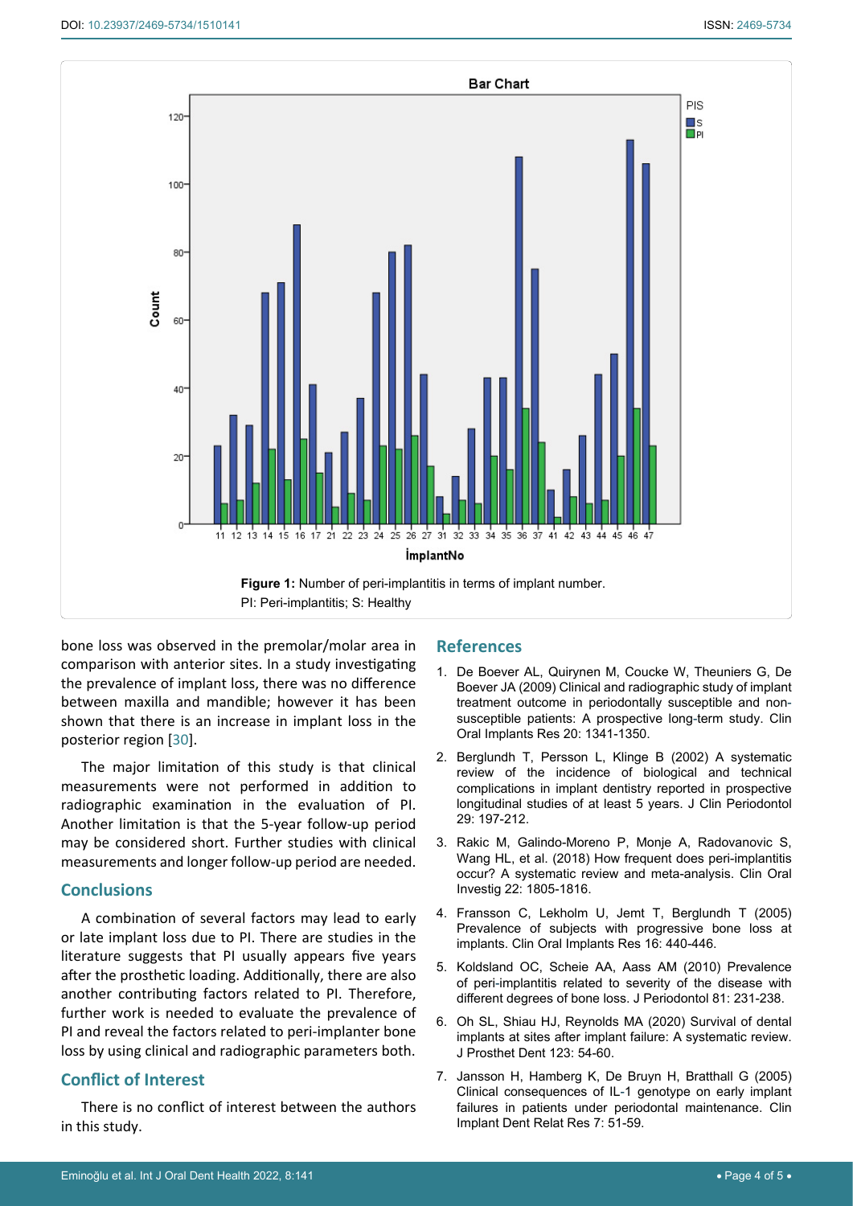Figure 1: Number of peri-implantitis in terms of implant number.
PI: Peri-implantitis; S: Healthy

bone loss was observed in the premolar/molar area in comparison with anterior sites. In a study investigating the prevalence of implant loss, there was no difference between maxilla and mandible; however it has been shown that there is an increase in implant loss in the posterior region [30].

The major limitation of this study is that clinical measurements were not performed in addition to radiographic examination in the evaluation of PI. Another limitation is that the 5-year follow-up period may be considered short. Further studies with clinical measurements and longer follow-up period are needed.

## Conclusions

A combination of several factors may lead to early or late implant loss due to PI. There are studies in the literature suggests that PI usually appears five years after the prosthetic loading. Additionally, there are also another contributing factors related to PI. Therefore, further work is needed to evaluate the prevalence of PI and reveal the factors related to peri-implanter bone loss by using clinical and radiographic parameters both.

## Conflict of Interest

There is no conflict of interest between the authors in this study.

## References

1. De Boever AL, Quirynen M, Coucke W, Theuniers G, De Boever JA (2009) Clinical and radiographic study of implant treatment outcome in periodontally susceptible and non-susceptible patients: A prospective long-term study. Clin Oral Implants Res 20: 1341-1350.
2. Berglundh T, Persson L, Klinge B (2002) A systematic review of the incidence of biological and technical complications in implant dentistry reported in prospective longitudinal studies of at least 5 years. J Clin Periodontol 29: 197-212.
3. Rakic M, Galindo-Moreno P, Monje A, Radovanovic S, Wang HL, et al. (2018) How frequent does peri-implantitis occur? A systematic review and meta-analysis. Clin Oral Investig 22: 1805-1816.
4. Fransson C, Lekholm U, Jemt T, Berglundh T (2005) Prevalence of subjects with progressive bone loss at implants. Clin Oral Implants Res 16: 440-446.
5. Koldsland OC, Scheie AA, Aass AM (2010) Prevalence of peri-implantitis related to severity of the disease with different degrees of bone loss. J Periodontol 81: 231-238.
6. Oh SL, Shiau HJ, Reynolds MA (2020) Survival of dental implants at sites after implant failure: A systematic review. J Prosthet Dent 123: 54-60.
7. Jansson H, Hamberg K, De Bruyn H, Bratthall G (2005) Clinical consequences of IL-1 genotype on early implant failures in patients under periodontal maintenance. Clin Implant Dent Relat Res 7: 51-59.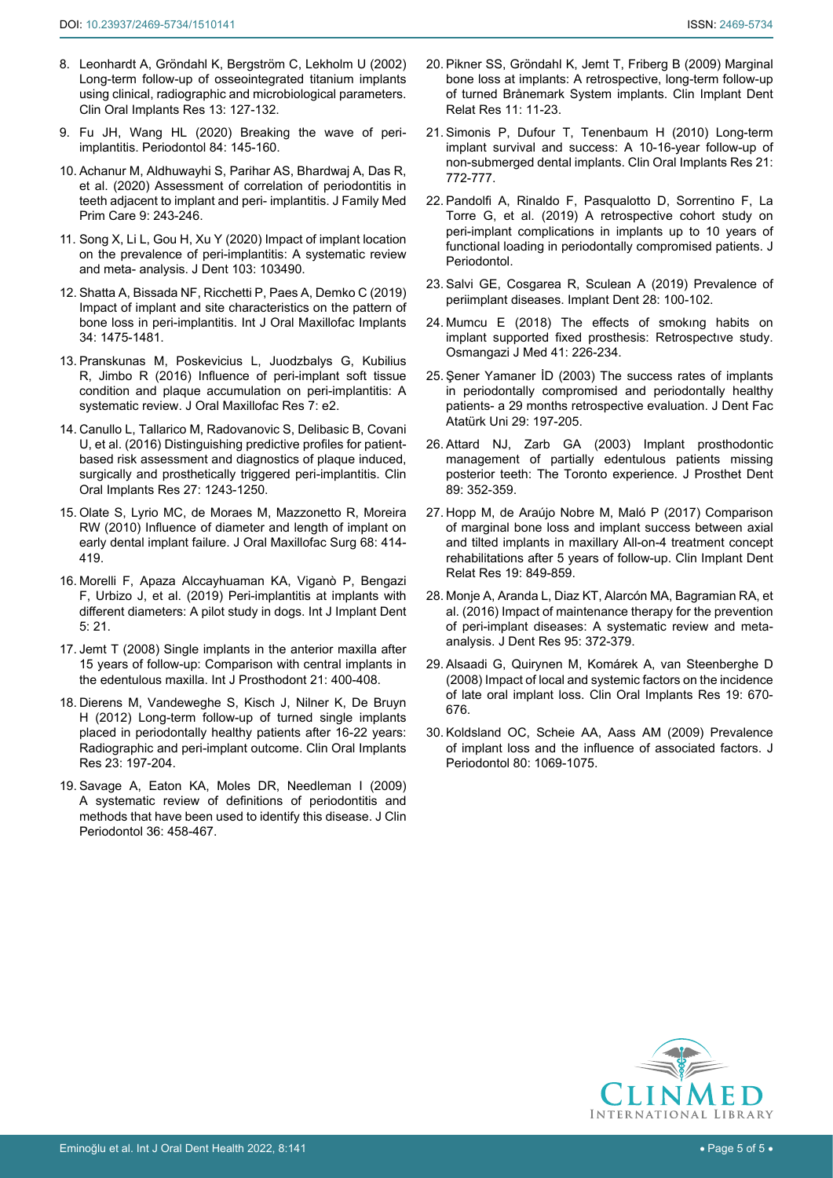8. Leonhardt A, Gröndahl K, Bergström C, Lekholm U (2002) Long-term follow-up of osseointegrated titanium implants using clinical, radiographic and microbiological parameters. Clin Oral Implants Res 13: 127-132.

9. Fu JH, Wang HL (2020) Breaking the wave of peri-implantitis. Periodontol 84: 145-160.

10. Achanur M, Aldhuwayhi S, Parihar AS, Bhardwaj A, Das R, et al. (2020) Assessment of correlation of periodontitis in teeth adjacent to implant and peri- implantitis. J Family Med Prim Care 9: 243-246.

11. Song X, Li L, Gou H, Xu Y (2020) Impact of implant location on the prevalence of peri-implantitis: A systematic review and meta- analysis. J Dent 103: 103490.

12. Shatta A, Bissada NF, Ricchetti P, Paes A, Demko C (2019) Impact of implant and site characteristics on the pattern of bone loss in peri-implantitis. Int J Oral Maxillofac Implants 34: 1475-1481.

13. Pranskunas M, Poskevicius L, Juodzbalys G, Kubilius R, Jimbo R (2016) Influence of peri-implant soft tissue condition and plaque accumulation on peri-implantitis: A systematic review. J Oral Maxillofac Res 7: e2.

14. Canullo L, Tallarico M, Radovanovic S, Delibasic B, Covani U, et al. (2016) Distinguishing predictive profiles for patient-based risk assessment and diagnostics of plaque induced, surgically and prosthetically triggered peri-implantitis. Clin Oral Implants Res 27: 1243-1250.

15. Olate S, Lyrio MC, de Moraes M, Mazzonetto R, Moreira RW (2010) Influence of diameter and length of implant on early dental implant failure. J Oral Maxillofac Surg 68: 414-419.

16. Morelli F, Apaza Alccayhuaman KA, Viganò P, Bengazi F, Urbizo J, et al. (2019) Peri-implantitis at implants with different diameters: A pilot study in dogs. Int J Implant Dent 5: 21.

17. Jemt T (2008) Single implants in the anterior maxilla after 15 years of follow-up: Comparison with central implants in the edentulous maxilla. Int J Prosthodont 21: 400-408.

18. Dierens M, Vandeweghe S, Kisch J, Nilner K, De Bruyn H (2012) Long-term follow-up of turned single implants placed in periodontally healthy patients after 16-22 years: Radiographic and peri-implant outcome. Clin Oral Implants Res 23: 197-204.

19. Savage A, Eaton KA, Moles DR, Needleman I (2009) A systematic review of definitions of periodontitis and methods that have been used to identify this disease. J Clin Periodontol 36: 458-467.

20. Pikner SS, Gröndahl K, Jemt T, Friberg B (2009) Marginal bone loss at implants: A retrospective, long-term follow-up of turned Brånemark System implants. Clin Implant Dent Relat Res 11: 11-23.

21. Simonis P, Dufour T, Tenenbaum H (2010) Long-term implant survival and success: A 10-16-year follow-up of non-submerged dental implants. Clin Oral Implants Res 21: 772-777.

22. Pandolfi A, Rinaldo F, Pasqualotto D, Sorrentino F, La Torre G, et al. (2019) A retrospective cohort study on peri-implant complications in implants up to 10 years of functional loading in periodontally compromised patients. J Periodontol.

23. Salvi GE, Cosgarea R, Sculean A (2019) Prevalence of periimplant diseases. Implant Dent 28: 100-102.

24. Mumcu E (2018) The effects of smokıng habits on implant supported fixed prosthesis: Retrospectıve study. Osmangazi J Med 41: 226-234.

25. Şener Yamaner İD (2003) The success rates of implants in periodontally compromised and periodontally healthy patients- a 29 months retrospective evaluation. J Dent Fac Atatürk Uni 29: 197-205.

26. Attard NJ, Zarb GA (2003) Implant prosthodontic management of partially edentulous patients missing posterior teeth: The Toronto experience. J Prosthet Dent 89: 352-359.

27. Hopp M, de Araújo Nobre M, Maló P (2017) Comparison of marginal bone loss and implant success between axial and tilted implants in maxillary All-on-4 treatment concept rehabilitations after 5 years of follow-up. Clin Implant Dent Relat Res 19: 849-859.

28. Monje A, Aranda L, Diaz KT, Alarcón MA, Bagramian RA, et al. (2016) Impact of maintenance therapy for the prevention of peri-implant diseases: A systematic review and meta-analysis. J Dent Res 95: 372-379.

29. Alsaadi G, Quirynen M, Komárek A, van Steenberghe D (2008) Impact of local and systemic factors on the incidence of late oral implant loss. Clin Oral Implants Res 19: 670-676.

30. Koldsland OC, Scheie AA, Aass AM (2009) Prevalence of implant loss and the influence of associated factors. J Periodontol 80: 1069-1075.